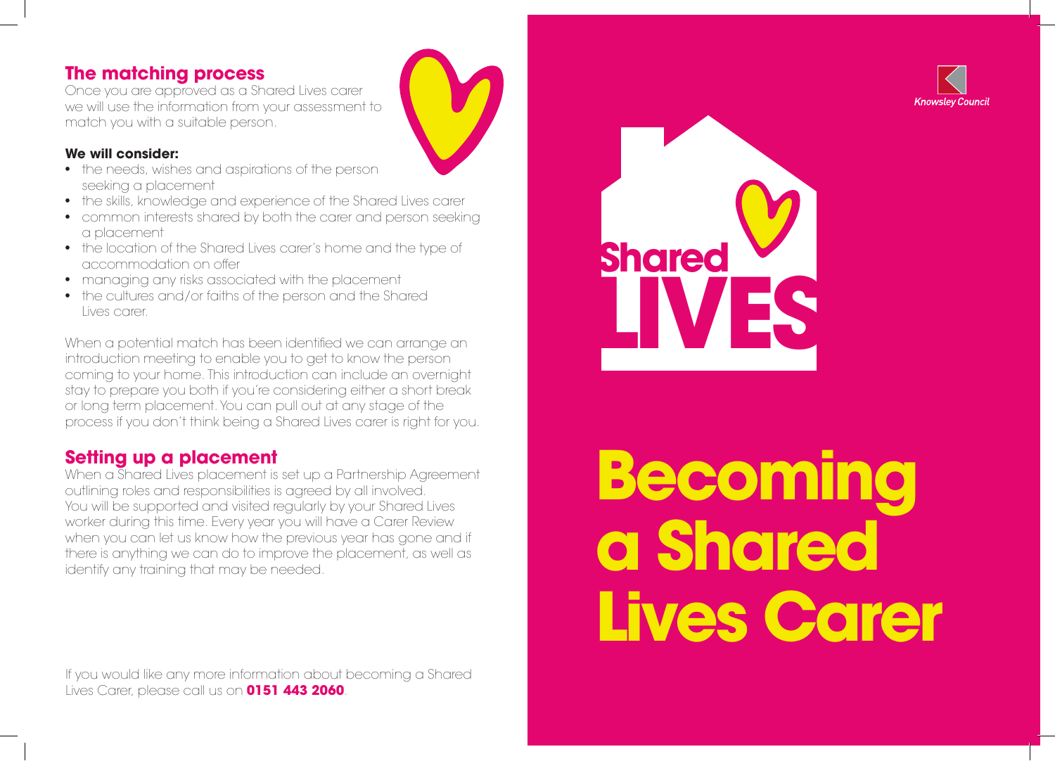## The matching process

Once you are approved as a Shared Lives carer we will use the information from your assessment to match you with a suitable person.

**We will consider:**

- the needs, wishes and aspirations of the person seeking a placement
- the skills, knowledge and experience of the Shared Lives carer
- common interests shared by both the carer and person seeking a placement
- the location of the Shared Lives carer's home and the type of accommodation on offer
- managing any risks associated with the placement
- the cultures and/or faiths of the person and the Shared Lives carer.

When a potential match has been identified we can arrange an introduction meeting to enable you to get to know the person coming to your home. This introduction can include an overnight stay to prepare you both if you're considering either a short break or long term placement. You can pull out at any stage of the process if you don't think being a Shared Lives carer is right for you.

## Setting up a placement

When a Shared Lives placement is set up a Partnership Agreement outlining roles and responsibilities is agreed by all involved. You will be supported and visited regularly by your Shared Lives worker during this time. Every year you will have a Carer Review when you can let us know how the previous year has gone and if there is anything we can do to improve the placement, as well as identify any training that may be needed.

If you would like any more information about becoming a Shared Lives Carer, please call us on **0151 443 2060**.

Knowsley Council

Shared LIVES

# Becoming a Shared Lives Carer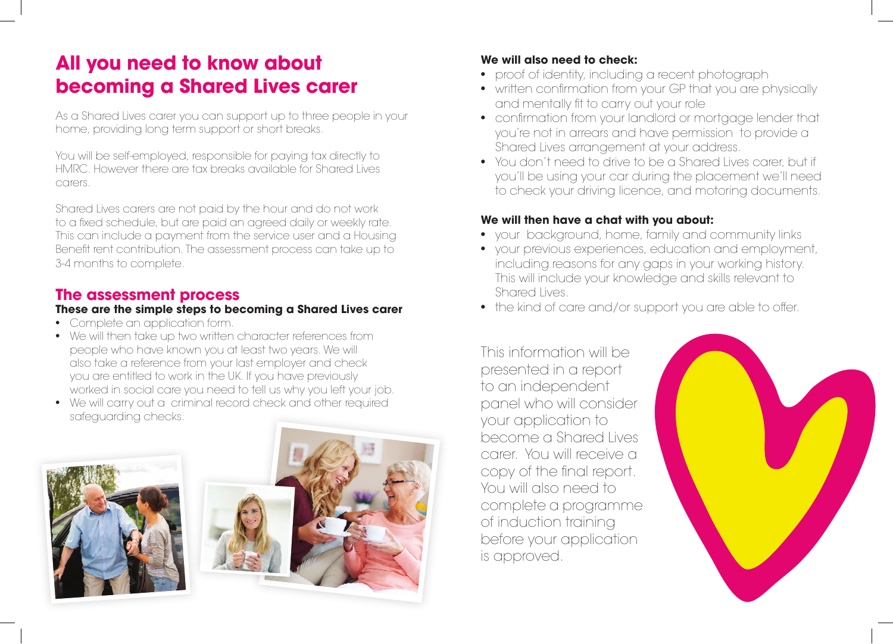# All you need to know about becoming a Shared Lives carer

As a Shared Lives carer you can support up to three people in your home, providing long term support or short breaks.

You will be self-employed, responsible for paying tax directly to HMRC. However there are tax breaks available for Shared Lives carers.

Shared Lives carers are not paid by the hour and do not work to a fixed schedule, but are paid an agreed daily or weekly rate. This can include a payment from the service user and a Housing Benefit rent contribution. The assessment process can take up to 3-4 months to complete.

## The assessment process

**These are the simple steps to becoming a Shared Lives carer**

- Complete an application form.
- We will then take up two written character references from people who have known you at least two years. We will also take a reference from your last employer and check you are entitled to work in the UK. If you have previously worked in social care you need to tell us why you left your job.
- We will carry out a criminal record check and other required safeguarding checks.

**We will also need to check:**

- proof of identity, including a recent photograph
- written confirmation from your GP that you are physically and mentally fit to carry out your role
- confirmation from your landlord or mortgage lender that you're not in arrears and have permission to provide a Shared Lives arrangement at your address.
- You don't need to drive to be a Shared Lives carer, but if you'll be using your car during the placement we'll need to check your driving licence, and motoring documents.

**We will then have a chat with you about:**

- your background, home, family and community links
- your previous experiences, education and employment, including reasons for any gaps in your working history. This will include your knowledge and skills relevant to Shared Lives.
- the kind of care and/or support you are able to offer.

This information will be presented in a report to an independent panel who will consider your application to become a Shared Lives carer. You will receive a copy of the final report. You will also need to complete a programme of induction training before your application is approved.